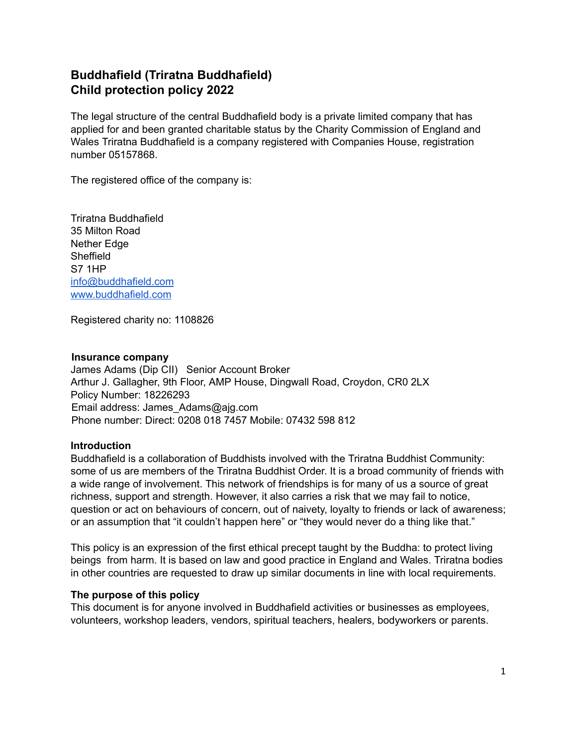# Buddhafield (Triratna Buddhafield)
# Child protection policy 2022

The legal structure of the central Buddhafield body is a private limited company that has applied for and been granted charitable status by the Charity Commission of England and Wales Triratna Buddhafield is a company registered with Companies House, registration number 05157868.

The registered office of the company is:

Triratna Buddhafield
35 Milton Road
Nether Edge
Sheffield
S7 1HP
info@buddhafield.com
www.buddhafield.com

Registered charity no: 1108826

**Insurance company**
James Adams (Dip CII) Senior Account Broker
Arthur J. Gallagher, 9th Floor, AMP House, Dingwall Road, Croydon, CR0 2LX
Policy Number: 18226293
Email address: James_Adams@ajg.com
Phone number: Direct: 0208 018 7457 Mobile: 07432 598 812

**Introduction**
Buddhafield is a collaboration of Buddhists involved with the Triratna Buddhist Community: some of us are members of the Triratna Buddhist Order. It is a broad community of friends with a wide range of involvement. This network of friendships is for many of us a source of great richness, support and strength. However, it also carries a risk that we may fail to notice, question or act on behaviours of concern, out of naivety, loyalty to friends or lack of awareness; or an assumption that "it couldn't happen here" or "they would never do a thing like that."

This policy is an expression of the first ethical precept taught by the Buddha: to protect living beings from harm. It is based on law and good practice in England and Wales. Triratna bodies in other countries are requested to draw up similar documents in line with local requirements.

**The purpose of this policy**
This document is for anyone involved in Buddhafield activities or businesses as employees, volunteers, workshop leaders, vendors, spiritual teachers, healers, bodyworkers or parents.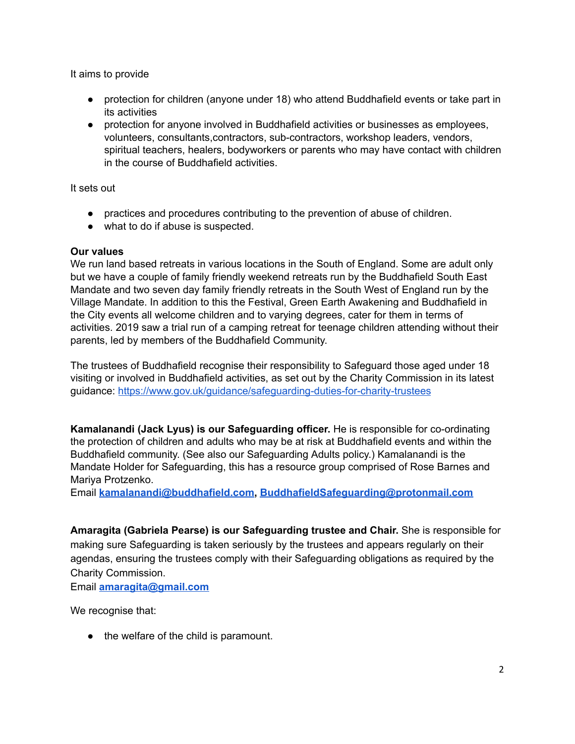It aims to provide

- protection for children (anyone under 18) who attend Buddhafield events or take part in its activities
- protection for anyone involved in Buddhafield activities or businesses as employees, volunteers, consultants,contractors, sub-contractors, workshop leaders, vendors, spiritual teachers, healers, bodyworkers or parents who may have contact with children in the course of Buddhafield activities.

It sets out

- practices and procedures contributing to the prevention of abuse of children.
- what to do if abuse is suspected.

**Our values**

We run land based retreats in various locations in the South of England. Some are adult only but we have a couple of family friendly weekend retreats run by the Buddhafield South East Mandate and two seven day family friendly retreats in the South West of England run by the Village Mandate. In addition to this the Festival, Green Earth Awakening and Buddhafield in the City events all welcome children and to varying degrees, cater for them in terms of activities. 2019 saw a trial run of a camping retreat for teenage children attending without their parents, led by members of the Buddhafield Community.

The trustees of Buddhafield recognise their responsibility to Safeguard those aged under 18 visiting or involved in Buddhafield activities, as set out by the Charity Commission in its latest guidance: [https://www.gov.uk/guidance/safeguarding-duties-for-charity-trustees](https://www.gov.uk/guidance/safeguarding-duties-for-charity-trustees)

**Kamalanandi (Jack Lyus) is our Safeguarding officer.** He is responsible for co-ordinating the protection of children and adults who may be at risk at Buddhafield events and within the Buddhafield community. (See also our Safeguarding Adults policy.) Kamalanandi is the Mandate Holder for Safeguarding, this has a resource group comprised of Rose Barnes and Mariya Protzenko.
Email **kamalanandi@buddhafield.com**, **BuddhafieldSafeguarding@protonmail.com**

**Amaragita (Gabriela Pearse) is our Safeguarding trustee and Chair.** She is responsible for making sure Safeguarding is taken seriously by the trustees and appears regularly on their agendas, ensuring the trustees comply with their Safeguarding obligations as required by the Charity Commission.
Email **amaragita@gmail.com**

We recognise that:

- the welfare of the child is paramount.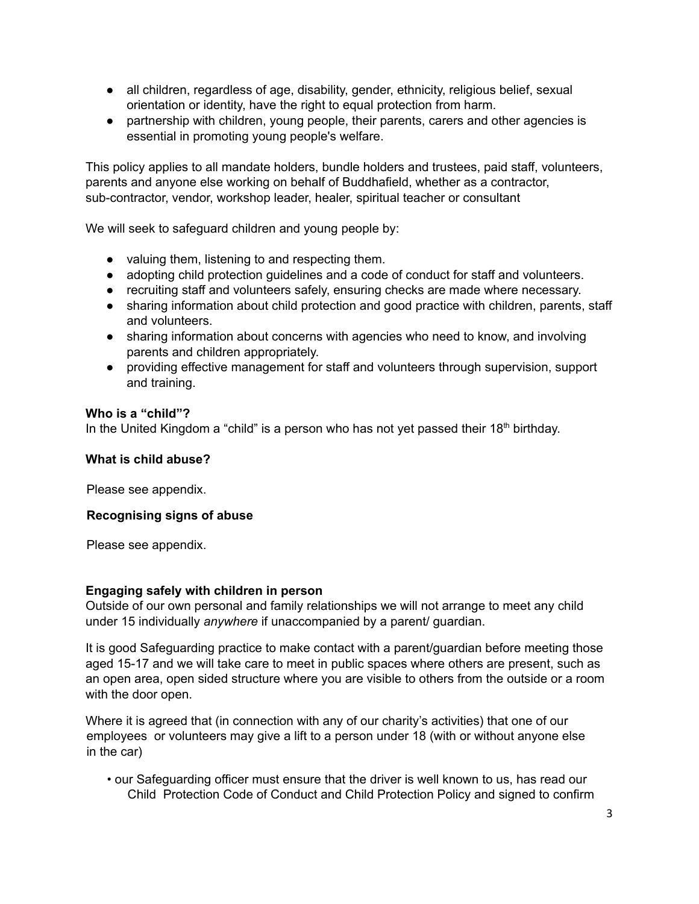- all children, regardless of age, disability, gender, ethnicity, religious belief, sexual orientation or identity, have the right to equal protection from harm.
- partnership with children, young people, their parents, carers and other agencies is essential in promoting young people's welfare.

This policy applies to all mandate holders, bundle holders and trustees, paid staff, volunteers, parents and anyone else working on behalf of Buddhafield, whether as a contractor, sub-contractor, vendor, workshop leader, healer, spiritual teacher or consultant

We will seek to safeguard children and young people by:

- valuing them, listening to and respecting them.
- adopting child protection guidelines and a code of conduct for staff and volunteers.
- recruiting staff and volunteers safely, ensuring checks are made where necessary.
- sharing information about child protection and good practice with children, parents, staff and volunteers.
- sharing information about concerns with agencies who need to know, and involving parents and children appropriately.
- providing effective management for staff and volunteers through supervision, support and training.

**Who is a "child"?**
In the United Kingdom a "child" is a person who has not yet passed their 18th birthday.

**What is child abuse?**

Please see appendix.

**Recognising signs of abuse**

Please see appendix.

**Engaging safely with children in person**
Outside of our own personal and family relationships we will not arrange to meet any child under 15 individually *anywhere* if unaccompanied by a parent/ guardian.

It is good Safeguarding practice to make contact with a parent/guardian before meeting those aged 15-17 and we will take care to meet in public spaces where others are present, such as an open area, open sided structure where you are visible to others from the outside or a room with the door open.

Where it is agreed that (in connection with any of our charity's activities) that one of our employees or volunteers may give a lift to a person under 18 (with or without anyone else in the car)

- our Safeguarding officer must ensure that the driver is well known to us, has read our Child Protection Code of Conduct and Child Protection Policy and signed to confirm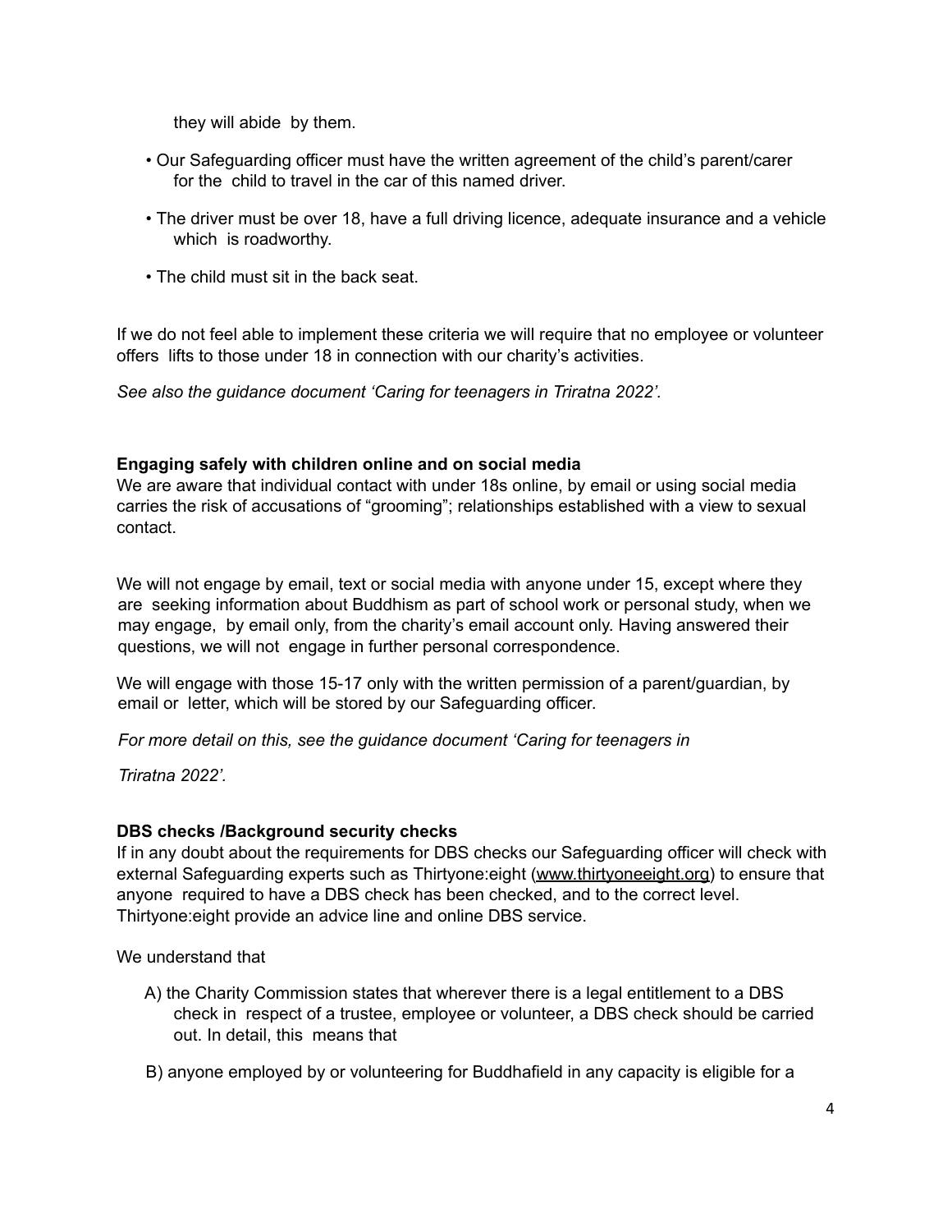they will abide by them.

- Our Safeguarding officer must have the written agreement of the child's parent/carer for the child to travel in the car of this named driver.
- The driver must be over 18, have a full driving licence, adequate insurance and a vehicle which is roadworthy.
- The child must sit in the back seat.

If we do not feel able to implement these criteria we will require that no employee or volunteer offers lifts to those under 18 in connection with our charity's activities.

*See also the guidance document 'Caring for teenagers in Triratna 2022'.*

**Engaging safely with children online and on social media**

We are aware that individual contact with under 18s online, by email or using social media carries the risk of accusations of "grooming"; relationships established with a view to sexual contact.

We will not engage by email, text or social media with anyone under 15, except where they are seeking information about Buddhism as part of school work or personal study, when we may engage, by email only, from the charity's email account only. Having answered their questions, we will not engage in further personal correspondence.

We will engage with those 15-17 only with the written permission of a parent/guardian, by email or letter, which will be stored by our Safeguarding officer.

*For more detail on this, see the guidance document 'Caring for teenagers in Triratna 2022'.*

**DBS checks /Background security checks**

If in any doubt about the requirements for DBS checks our Safeguarding officer will check with external Safeguarding experts such as Thirtyone:eight (www.thirtyoneeight.org) to ensure that anyone required to have a DBS check has been checked, and to the correct level. Thirtyone:eight provide an advice line and online DBS service.

We understand that

A) the Charity Commission states that wherever there is a legal entitlement to a DBS check in respect of a trustee, employee or volunteer, a DBS check should be carried out. In detail, this means that

B) anyone employed by or volunteering for Buddhafield in any capacity is eligible for a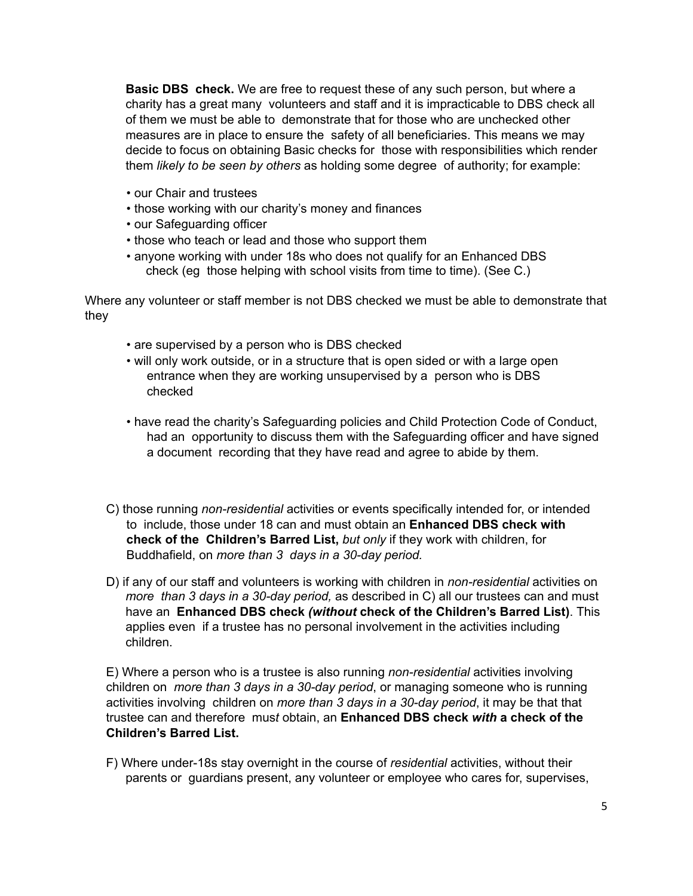**Basic DBS check.** We are free to request these of any such person, but where a charity has a great many volunteers and staff and it is impracticable to DBS check all of them we must be able to demonstrate that for those who are unchecked other measures are in place to ensure the safety of all beneficiaries. This means we may decide to focus on obtaining Basic checks for those with responsibilities which render them *likely to be seen by others* as holding some degree of authority; for example:

- our Chair and trustees
- those working with our charity's money and finances
- our Safeguarding officer
- those who teach or lead and those who support them
- anyone working with under 18s who does not qualify for an Enhanced DBS check (eg those helping with school visits from time to time). (See C.)

Where any volunteer or staff member is not DBS checked we must be able to demonstrate that they

- are supervised by a person who is DBS checked
- will only work outside, or in a structure that is open sided or with a large open entrance when they are working unsupervised by a person who is DBS checked
- have read the charity's Safeguarding policies and Child Protection Code of Conduct, had an opportunity to discuss them with the Safeguarding officer and have signed a document recording that they have read and agree to abide by them.

C) those running *non-residential* activities or events specifically intended for, or intended to include, those under 18 can and must obtain an **Enhanced DBS check with check of the Children's Barred List,** *but only* if they work with children, for Buddhafield, on *more than 3 days in a 30-day period.*

D) if any of our staff and volunteers is working with children in *non-residential* activities on *more than 3 days in a 30-day period,* as described in C) all our trustees can and must have an **Enhanced DBS check *(without* check of the Children's Barred List)**. This applies even if a trustee has no personal involvement in the activities including children.

E) Where a person who is a trustee is also running *non-residential* activities involving children on *more than 3 days in a 30-day period*, or managing someone who is running activities involving children on *more than 3 days in a 30-day period*, it may be that that trustee can and therefore *must* obtain, an **Enhanced DBS check *with* a check of the Children's Barred List.**

F) Where under-18s stay overnight in the course of *residential* activities, without their parents or guardians present, any volunteer or employee who cares for, supervises,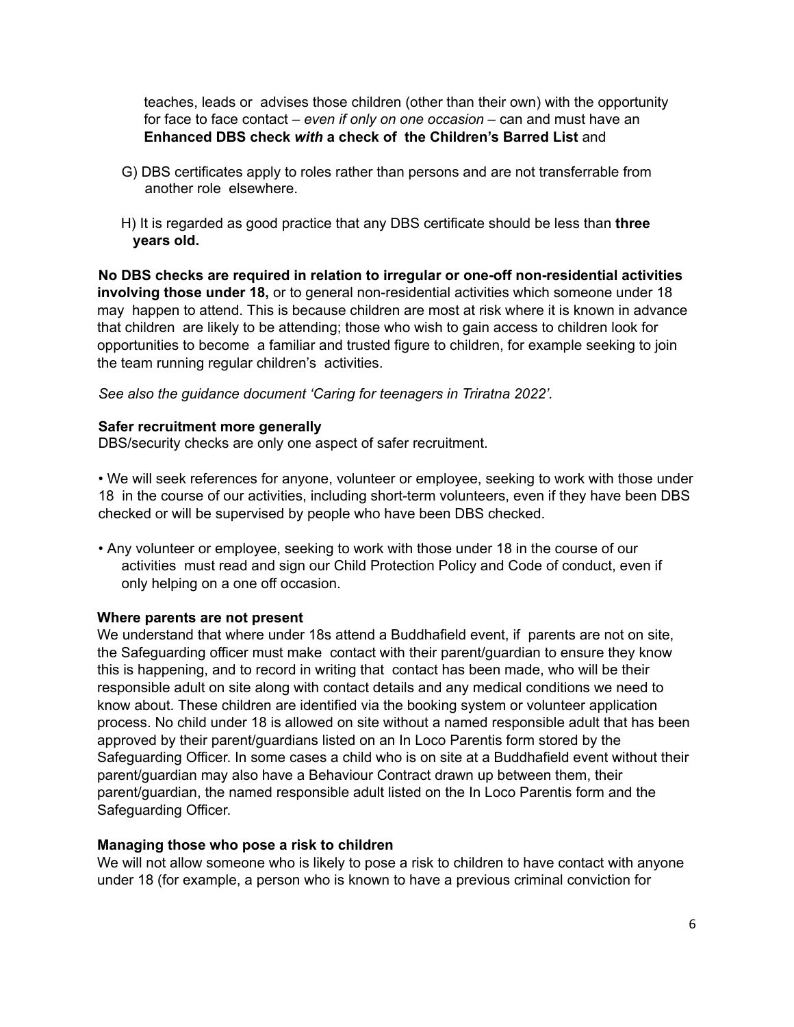teaches, leads or advises those children (other than their own) with the opportunity for face to face contact – *even if only on one occasion* – can and must have an **Enhanced DBS check *with* a check of the Children's Barred List** and

G) DBS certificates apply to roles rather than persons and are not transferrable from another role elsewhere.

H) It is regarded as good practice that any DBS certificate should be less than **three years old.**

**No DBS checks are required in relation to irregular or one-off non-residential activities involving those under 18,** or to general non-residential activities which someone under 18 may happen to attend. This is because children are most at risk where it is known in advance that children are likely to be attending; those who wish to gain access to children look for opportunities to become a familiar and trusted figure to children, for example seeking to join the team running regular children's activities.

*See also the guidance document 'Caring for teenagers in Triratna 2022'.*

**Safer recruitment more generally**

DBS/security checks are only one aspect of safer recruitment.

- We will seek references for anyone, volunteer or employee, seeking to work with those under 18 in the course of our activities, including short-term volunteers, even if they have been DBS checked or will be supervised by people who have been DBS checked.

- Any volunteer or employee, seeking to work with those under 18 in the course of our activities must read and sign our Child Protection Policy and Code of conduct, even if only helping on a one off occasion.

**Where parents are not present**

We understand that where under 18s attend a Buddhafield event, if parents are not on site, the Safeguarding officer must make contact with their parent/guardian to ensure they know this is happening, and to record in writing that contact has been made, who will be their responsible adult on site along with contact details and any medical conditions we need to know about. These children are identified via the booking system or volunteer application process. No child under 18 is allowed on site without a named responsible adult that has been approved by their parent/guardians listed on an In Loco Parentis form stored by the Safeguarding Officer. In some cases a child who is on site at a Buddhafield event without their parent/guardian may also have a Behaviour Contract drawn up between them, their parent/guardian, the named responsible adult listed on the In Loco Parentis form and the Safeguarding Officer.

**Managing those who pose a risk to children**

We will not allow someone who is likely to pose a risk to children to have contact with anyone under 18 (for example, a person who is known to have a previous criminal conviction for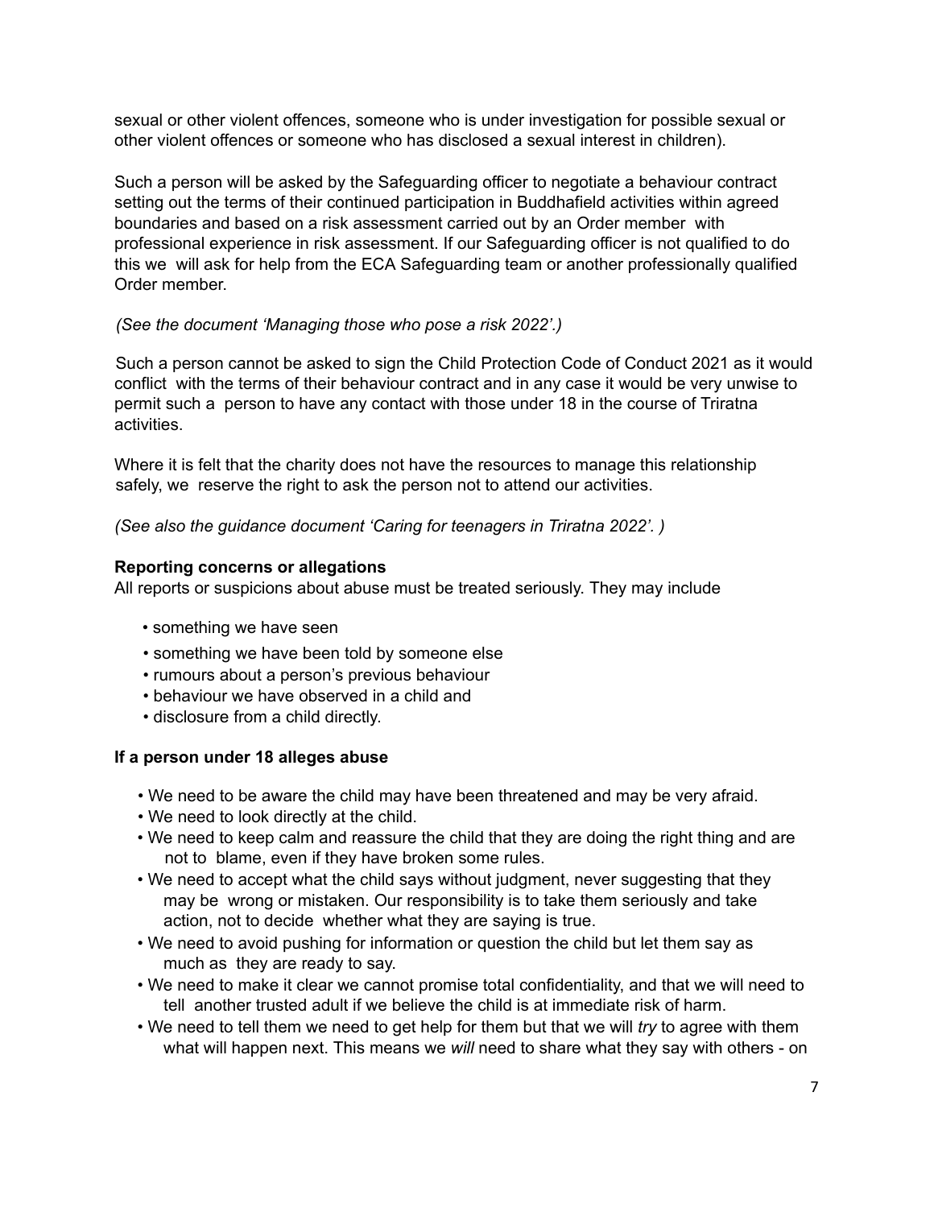sexual or other violent offences, someone who is under investigation for possible sexual or other violent offences or someone who has disclosed a sexual interest in children).

Such a person will be asked by the Safeguarding officer to negotiate a behaviour contract setting out the terms of their continued participation in Buddhafield activities within agreed boundaries and based on a risk assessment carried out by an Order member with professional experience in risk assessment. If our Safeguarding officer is not qualified to do this we will ask for help from the ECA Safeguarding team or another professionally qualified Order member.

*(See the document 'Managing those who pose a risk 2022'.)*

Such a person cannot be asked to sign the Child Protection Code of Conduct 2021 as it would conflict with the terms of their behaviour contract and in any case it would be very unwise to permit such a person to have any contact with those under 18 in the course of Triratna activities.

Where it is felt that the charity does not have the resources to manage this relationship safely, we reserve the right to ask the person not to attend our activities.

*(See also the guidance document 'Caring for teenagers in Triratna 2022'. )*

**Reporting concerns or allegations**

All reports or suspicions about abuse must be treated seriously. They may include

- something we have seen
- something we have been told by someone else
- rumours about a person's previous behaviour
- behaviour we have observed in a child and
- disclosure from a child directly.

**If a person under 18 alleges abuse**

- We need to be aware the child may have been threatened and may be very afraid.
- We need to look directly at the child.
- We need to keep calm and reassure the child that they are doing the right thing and are not to blame, even if they have broken some rules.
- We need to accept what the child says without judgment, never suggesting that they may be wrong or mistaken. Our responsibility is to take them seriously and take action, not to decide whether what they are saying is true.
- We need to avoid pushing for information or question the child but let them say as much as they are ready to say.
- We need to make it clear we cannot promise total confidentiality, and that we will need to tell another trusted adult if we believe the child is at immediate risk of harm.
- We need to tell them we need to get help for them but that we will *try* to agree with them what will happen next. This means we *will* need to share what they say with others - on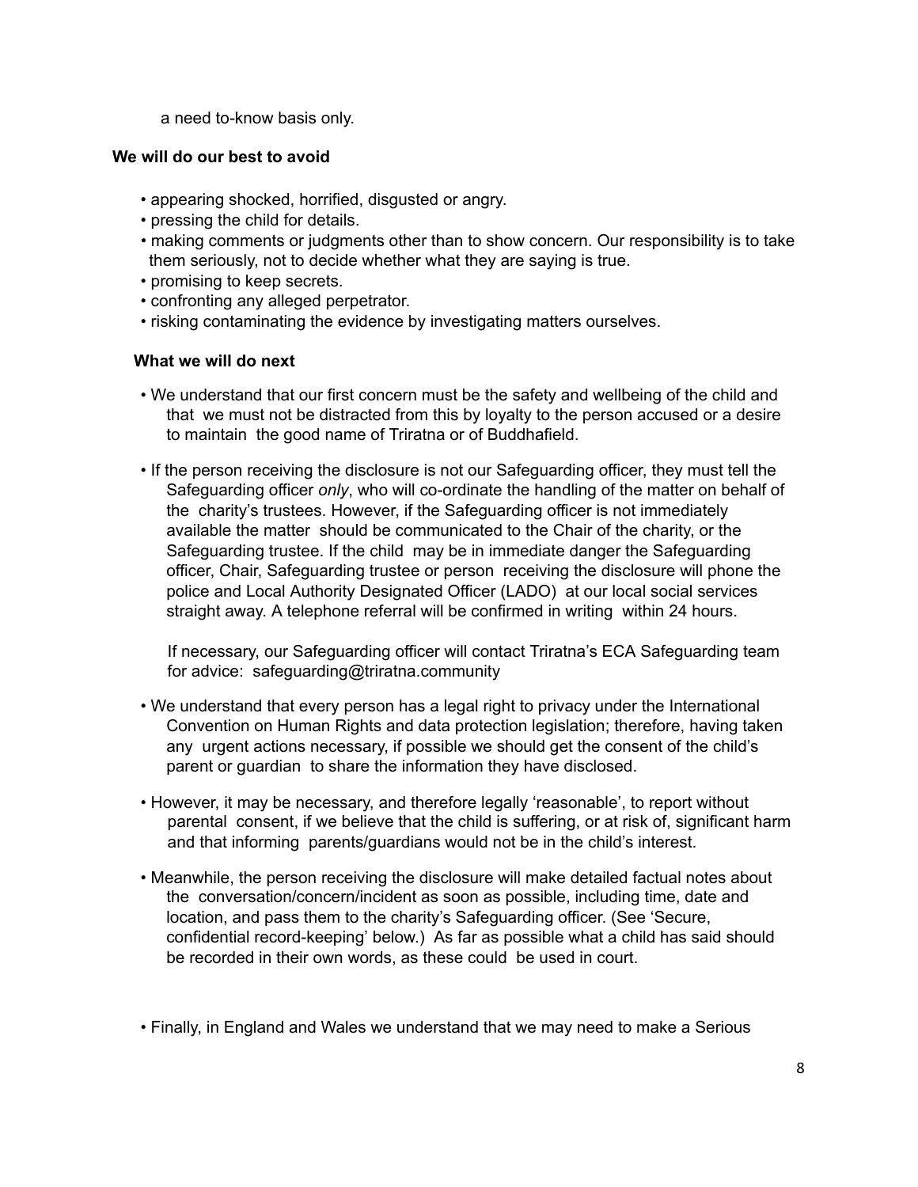a need to-know basis only.

**We will do our best to avoid**

- appearing shocked, horrified, disgusted or angry.
- pressing the child for details.
- making comments or judgments other than to show concern. Our responsibility is to take them seriously, not to decide whether what they are saying is true.
- promising to keep secrets.
- confronting any alleged perpetrator.
- risking contaminating the evidence by investigating matters ourselves.

**What we will do next**

- We understand that our first concern must be the safety and wellbeing of the child and that we must not be distracted from this by loyalty to the person accused or a desire to maintain the good name of Triratna or of Buddhafield.

- If the person receiving the disclosure is not our Safeguarding officer, they must tell the Safeguarding officer *only*, who will co-ordinate the handling of the matter on behalf of the charity's trustees. However, if the Safeguarding officer is not immediately available the matter should be communicated to the Chair of the charity, or the Safeguarding trustee. If the child may be in immediate danger the Safeguarding officer, Chair, Safeguarding trustee or person receiving the disclosure will phone the police and Local Authority Designated Officer (LADO) at our local social services straight away. A telephone referral will be confirmed in writing within 24 hours.

  If necessary, our Safeguarding officer will contact Triratna's ECA Safeguarding team for advice: safeguarding@triratna.community

- We understand that every person has a legal right to privacy under the International Convention on Human Rights and data protection legislation; therefore, having taken any urgent actions necessary, if possible we should get the consent of the child's parent or guardian to share the information they have disclosed.

- However, it may be necessary, and therefore legally 'reasonable', to report without parental consent, if we believe that the child is suffering, or at risk of, significant harm and that informing parents/guardians would not be in the child's interest.

- Meanwhile, the person receiving the disclosure will make detailed factual notes about the conversation/concern/incident as soon as possible, including time, date and location, and pass them to the charity's Safeguarding officer. (See 'Secure, confidential record-keeping' below.) As far as possible what a child has said should be recorded in their own words, as these could be used in court.

- Finally, in England and Wales we understand that we may need to make a Serious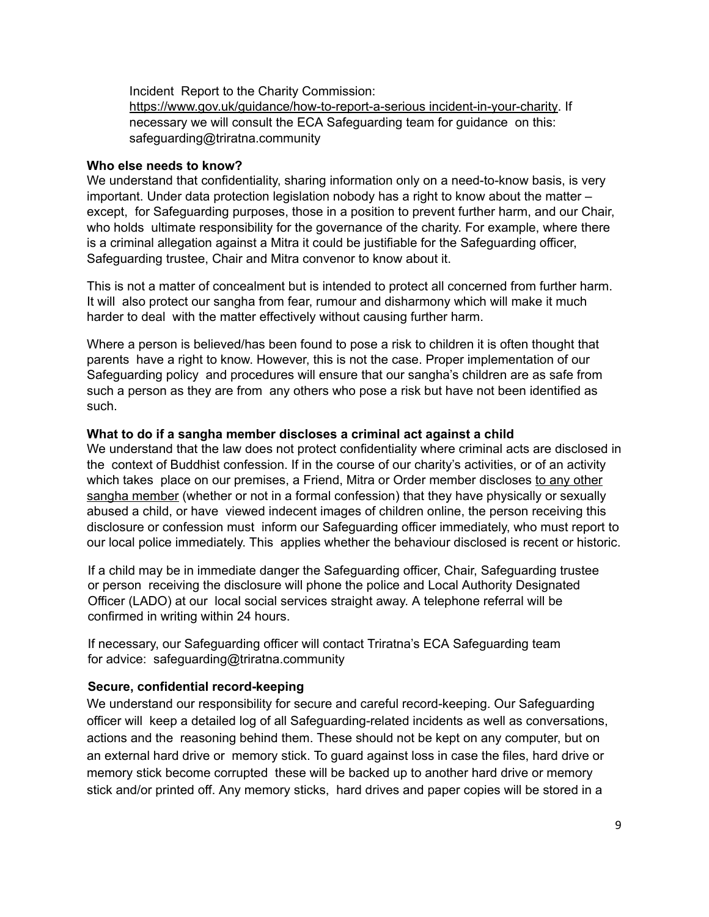Incident Report to the Charity Commission: https://www.gov.uk/guidance/how-to-report-a-serious incident-in-your-charity. If necessary we will consult the ECA Safeguarding team for guidance on this: safeguarding@triratna.community

**Who else needs to know?**

We understand that confidentiality, sharing information only on a need-to-know basis, is very important. Under data protection legislation nobody has a right to know about the matter – except, for Safeguarding purposes, those in a position to prevent further harm, and our Chair, who holds ultimate responsibility for the governance of the charity. For example, where there is a criminal allegation against a Mitra it could be justifiable for the Safeguarding officer, Safeguarding trustee, Chair and Mitra convenor to know about it.

This is not a matter of concealment but is intended to protect all concerned from further harm. It will also protect our sangha from fear, rumour and disharmony which will make it much harder to deal with the matter effectively without causing further harm.

Where a person is believed/has been found to pose a risk to children it is often thought that parents have a right to know. However, this is not the case. Proper implementation of our Safeguarding policy and procedures will ensure that our sangha's children are as safe from such a person as they are from any others who pose a risk but have not been identified as such.

**What to do if a sangha member discloses a criminal act against a child**

We understand that the law does not protect confidentiality where criminal acts are disclosed in the context of Buddhist confession. If in the course of our charity's activities, or of an activity which takes place on our premises, a Friend, Mitra or Order member discloses <u>to any other sangha member</u> (whether or not in a formal confession) that they have physically or sexually abused a child, or have viewed indecent images of children online, the person receiving this disclosure or confession must inform our Safeguarding officer immediately, who must report to our local police immediately. This applies whether the behaviour disclosed is recent or historic.

If a child may be in immediate danger the Safeguarding officer, Chair, Safeguarding trustee or person receiving the disclosure will phone the police and Local Authority Designated Officer (LADO) at our local social services straight away. A telephone referral will be confirmed in writing within 24 hours.

If necessary, our Safeguarding officer will contact Triratna's ECA Safeguarding team for advice: safeguarding@triratna.community

**Secure, confidential record-keeping**

We understand our responsibility for secure and careful record-keeping. Our Safeguarding officer will keep a detailed log of all Safeguarding-related incidents as well as conversations, actions and the reasoning behind them. These should not be kept on any computer, but on an external hard drive or memory stick. To guard against loss in case the files, hard drive or memory stick become corrupted these will be backed up to another hard drive or memory stick and/or printed off. Any memory sticks, hard drives and paper copies will be stored in a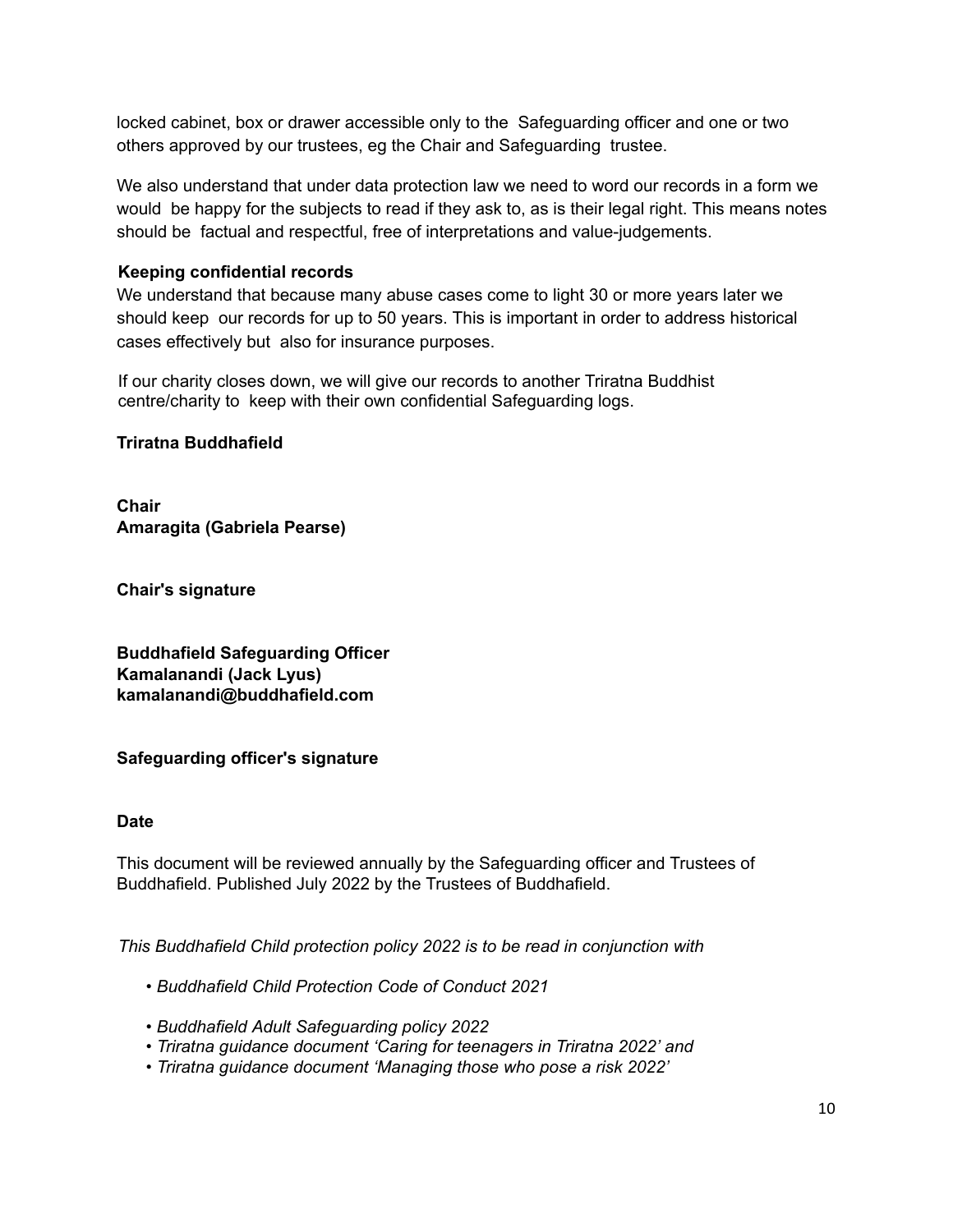locked cabinet, box or drawer accessible only to the Safeguarding officer and one or two others approved by our trustees, eg the Chair and Safeguarding trustee.

We also understand that under data protection law we need to word our records in a form we would be happy for the subjects to read if they ask to, as is their legal right. This means notes should be factual and respectful, free of interpretations and value-judgements.

**Keeping confidential records**

We understand that because many abuse cases come to light 30 or more years later we should keep our records for up to 50 years. This is important in order to address historical cases effectively but also for insurance purposes.

If our charity closes down, we will give our records to another Triratna Buddhist centre/charity to keep with their own confidential Safeguarding logs.

**Triratna Buddhafield**

**Chair**
**Amaragita (Gabriela Pearse)**

**Chair's signature**

**Buddhafield Safeguarding Officer**
**Kamalanandi (Jack Lyus)**
**kamalanandi@buddhafield.com**

**Safeguarding officer's signature**

**Date**

This document will be reviewed annually by the Safeguarding officer and Trustees of Buddhafield. Published July 2022 by the Trustees of Buddhafield.

*This Buddhafield Child protection policy 2022 is to be read in conjunction with*

- *Buddhafield Child Protection Code of Conduct 2021*
- *Buddhafield Adult Safeguarding policy 2022*
- *Triratna guidance document 'Caring for teenagers in Triratna 2022' and*
- *Triratna guidance document 'Managing those who pose a risk 2022'*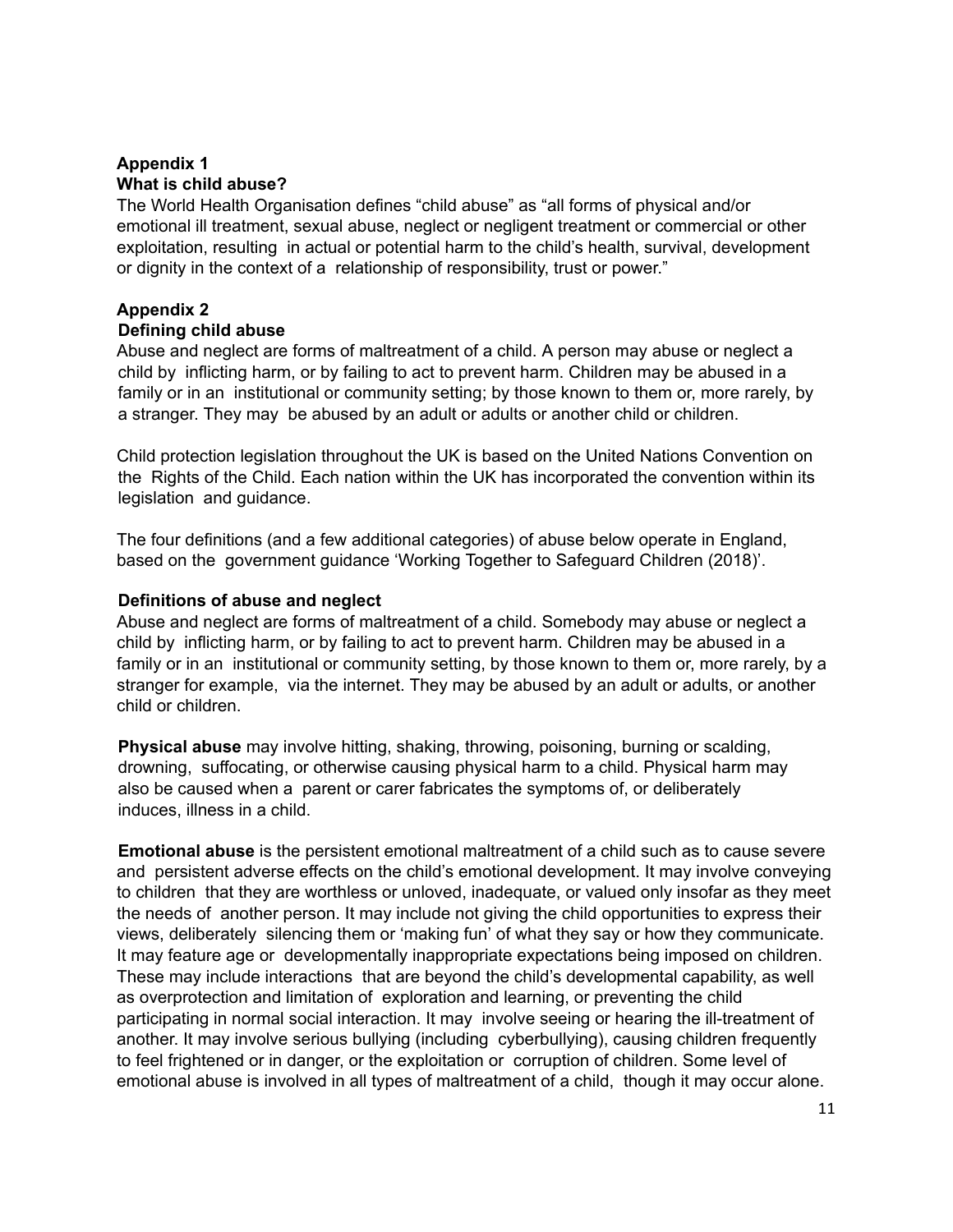**Appendix 1**

**What is child abuse?**

The World Health Organisation defines "child abuse" as "all forms of physical and/or emotional ill treatment, sexual abuse, neglect or negligent treatment or commercial or other exploitation, resulting in actual or potential harm to the child's health, survival, development or dignity in the context of a relationship of responsibility, trust or power."

**Appendix 2**

**Defining child abuse**

Abuse and neglect are forms of maltreatment of a child. A person may abuse or neglect a child by inflicting harm, or by failing to act to prevent harm. Children may be abused in a family or in an institutional or community setting; by those known to them or, more rarely, by a stranger. They may be abused by an adult or adults or another child or children.

Child protection legislation throughout the UK is based on the United Nations Convention on the Rights of the Child. Each nation within the UK has incorporated the convention within its legislation and guidance.

The four definitions (and a few additional categories) of abuse below operate in England, based on the government guidance 'Working Together to Safeguard Children (2018)'.

**Definitions of abuse and neglect**

Abuse and neglect are forms of maltreatment of a child. Somebody may abuse or neglect a child by inflicting harm, or by failing to act to prevent harm. Children may be abused in a family or in an institutional or community setting, by those known to them or, more rarely, by a stranger for example, via the internet. They may be abused by an adult or adults, or another child or children.

**Physical abuse** may involve hitting, shaking, throwing, poisoning, burning or scalding, drowning, suffocating, or otherwise causing physical harm to a child. Physical harm may also be caused when a parent or carer fabricates the symptoms of, or deliberately induces, illness in a child.

**Emotional abuse** is the persistent emotional maltreatment of a child such as to cause severe and persistent adverse effects on the child's emotional development. It may involve conveying to children that they are worthless or unloved, inadequate, or valued only insofar as they meet the needs of another person. It may include not giving the child opportunities to express their views, deliberately silencing them or 'making fun' of what they say or how they communicate. It may feature age or developmentally inappropriate expectations being imposed on children. These may include interactions that are beyond the child's developmental capability, as well as overprotection and limitation of exploration and learning, or preventing the child participating in normal social interaction. It may involve seeing or hearing the ill-treatment of another. It may involve serious bullying (including cyberbullying), causing children frequently to feel frightened or in danger, or the exploitation or corruption of children. Some level of emotional abuse is involved in all types of maltreatment of a child, though it may occur alone.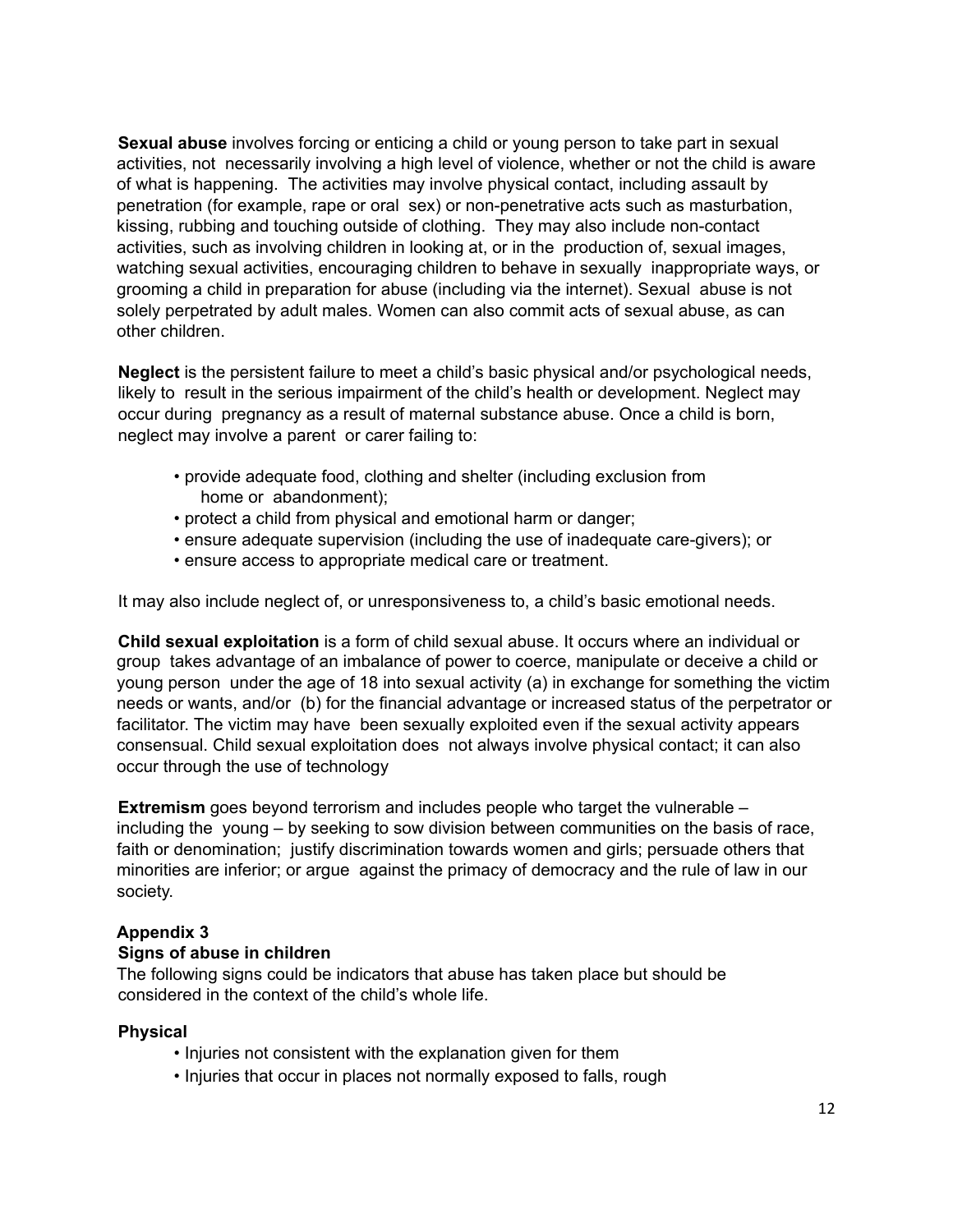**Sexual abuse** involves forcing or enticing a child or young person to take part in sexual activities, not necessarily involving a high level of violence, whether or not the child is aware of what is happening. The activities may involve physical contact, including assault by penetration (for example, rape or oral sex) or non-penetrative acts such as masturbation, kissing, rubbing and touching outside of clothing. They may also include non-contact activities, such as involving children in looking at, or in the production of, sexual images, watching sexual activities, encouraging children to behave in sexually inappropriate ways, or grooming a child in preparation for abuse (including via the internet). Sexual abuse is not solely perpetrated by adult males. Women can also commit acts of sexual abuse, as can other children.

**Neglect** is the persistent failure to meet a child's basic physical and/or psychological needs, likely to result in the serious impairment of the child's health or development. Neglect may occur during pregnancy as a result of maternal substance abuse. Once a child is born, neglect may involve a parent or carer failing to:

- provide adequate food, clothing and shelter (including exclusion from home or abandonment);
- protect a child from physical and emotional harm or danger;
- ensure adequate supervision (including the use of inadequate care-givers); or
- ensure access to appropriate medical care or treatment.

It may also include neglect of, or unresponsiveness to, a child's basic emotional needs.

**Child sexual exploitation** is a form of child sexual abuse. It occurs where an individual or group takes advantage of an imbalance of power to coerce, manipulate or deceive a child or young person under the age of 18 into sexual activity (a) in exchange for something the victim needs or wants, and/or (b) for the financial advantage or increased status of the perpetrator or facilitator. The victim may have been sexually exploited even if the sexual activity appears consensual. Child sexual exploitation does not always involve physical contact; it can also occur through the use of technology

**Extremism** goes beyond terrorism and includes people who target the vulnerable – including the young – by seeking to sow division between communities on the basis of race, faith or denomination; justify discrimination towards women and girls; persuade others that minorities are inferior; or argue against the primacy of democracy and the rule of law in our society.

## Appendix 3

### Signs of abuse in children

The following signs could be indicators that abuse has taken place but should be considered in the context of the child's whole life.

**Physical**

- Injuries not consistent with the explanation given for them
- Injuries that occur in places not normally exposed to falls, rough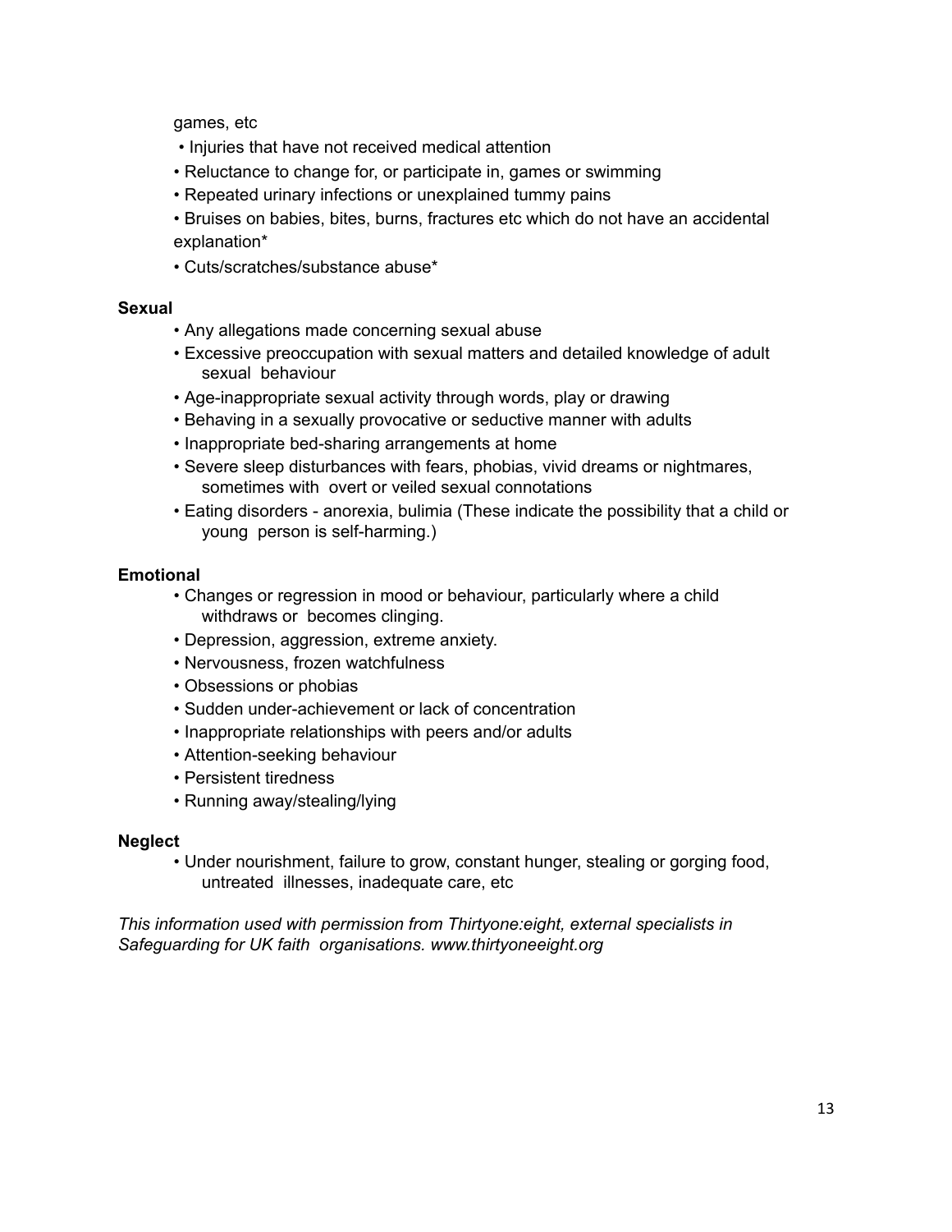games, etc

- Injuries that have not received medical attention
- Reluctance to change for, or participate in, games or swimming
- Repeated urinary infections or unexplained tummy pains
- Bruises on babies, bites, burns, fractures etc which do not have an accidental explanation*
- Cuts/scratches/substance abuse*

**Sexual**

- Any allegations made concerning sexual abuse
- Excessive preoccupation with sexual matters and detailed knowledge of adult sexual behaviour
- Age-inappropriate sexual activity through words, play or drawing
- Behaving in a sexually provocative or seductive manner with adults
- Inappropriate bed-sharing arrangements at home
- Severe sleep disturbances with fears, phobias, vivid dreams or nightmares, sometimes with overt or veiled sexual connotations
- Eating disorders - anorexia, bulimia (These indicate the possibility that a child or young person is self-harming.)

**Emotional**

- Changes or regression in mood or behaviour, particularly where a child withdraws or becomes clinging.
- Depression, aggression, extreme anxiety.
- Nervousness, frozen watchfulness
- Obsessions or phobias
- Sudden under-achievement or lack of concentration
- Inappropriate relationships with peers and/or adults
- Attention-seeking behaviour
- Persistent tiredness
- Running away/stealing/lying

**Neglect**

- Under nourishment, failure to grow, constant hunger, stealing or gorging food, untreated illnesses, inadequate care, etc

*This information used with permission from Thirtyone:eight, external specialists in Safeguarding for UK faith organisations. www.thirtyoneeight.org*